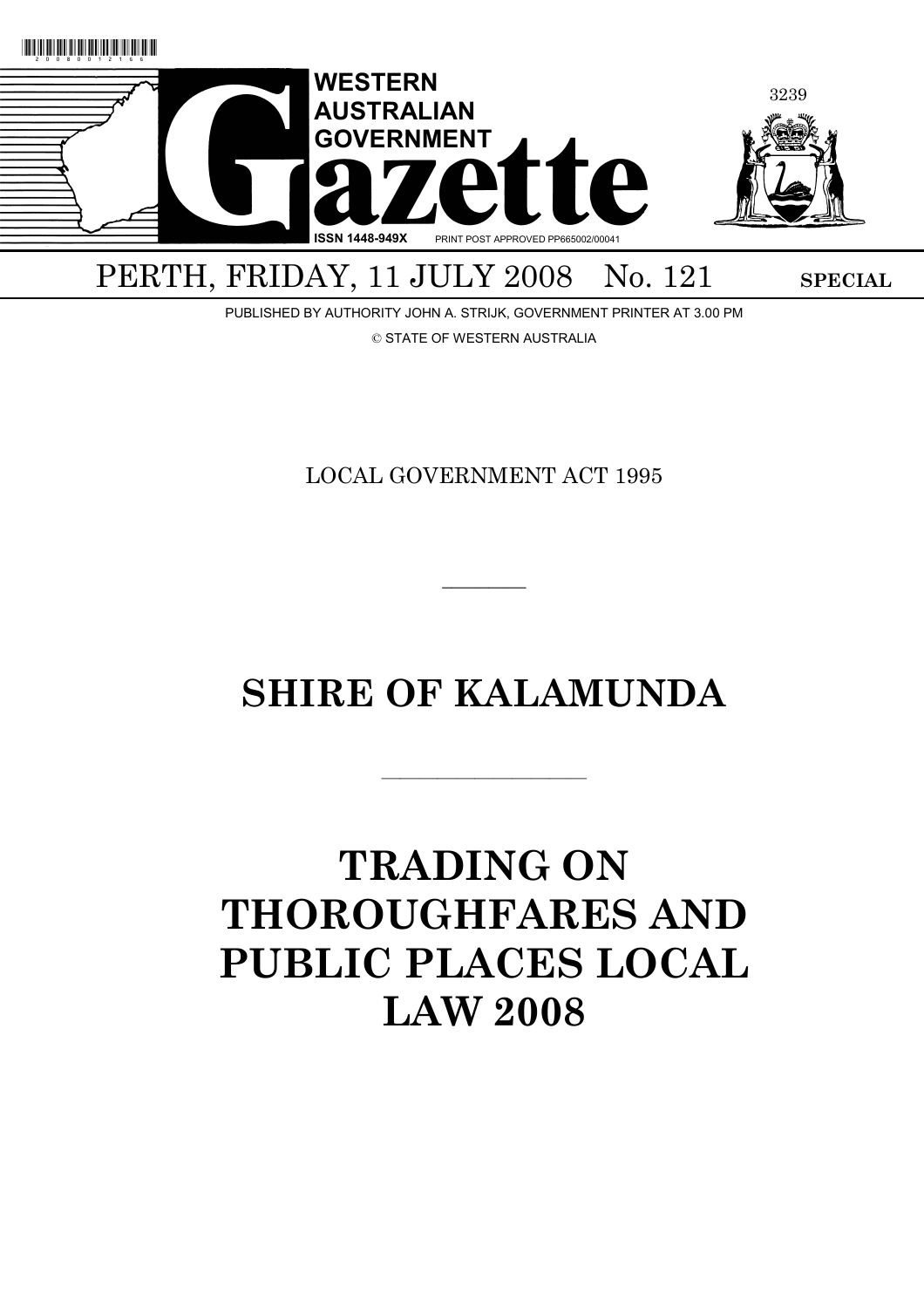# WESTERN AUSTRALIAN GOVERNMENT Gazette

ISSN 1448-949X PRINT POST APPROVED PP665002/00041

PERTH, FRIDAY, 11 JULY 2008 No. 121 **SPECIAL**

PUBLISHED BY AUTHORITY JOHN A. STRIJK, GOVERNMENT PRINTER AT 3.00 PM

© STATE OF WESTERN AUSTRALIA

LOCAL GOVERNMENT ACT 1995

---

## SHIRE OF KALAMUNDA

---

# TRADING ON THOROUGHFARES AND PUBLIC PLACES LOCAL LAW 2008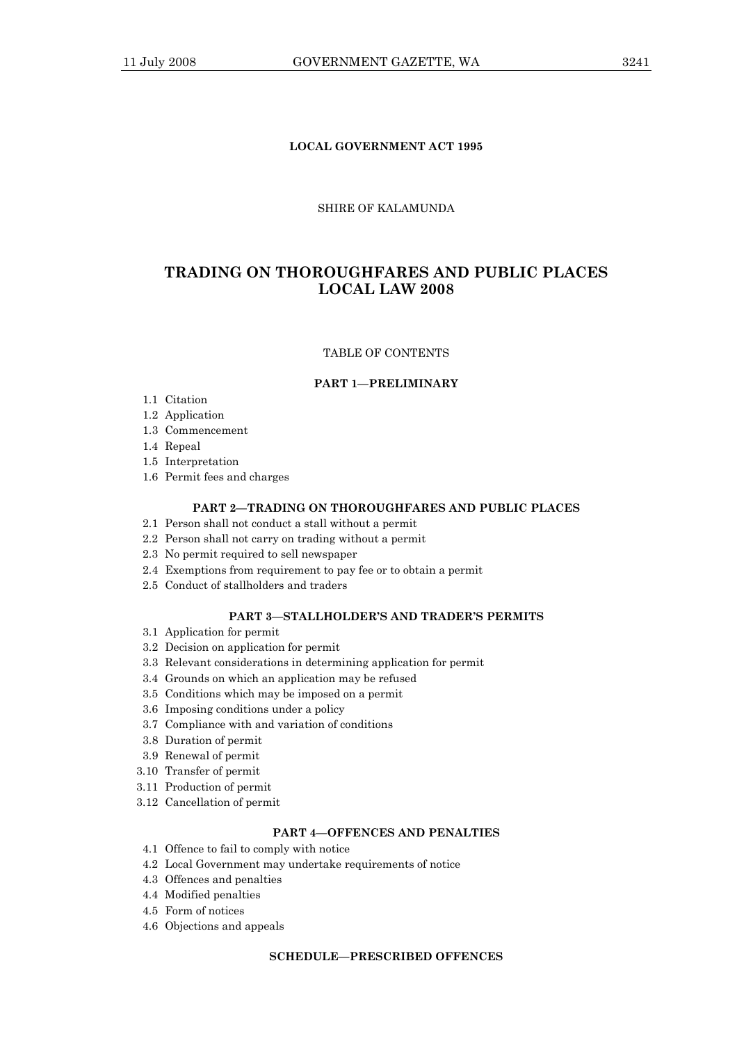**LOCAL GOVERNMENT ACT 1995**

SHIRE OF KALAMUNDA

# TRADING ON THOROUGHFARES AND PUBLIC PLACES LOCAL LAW 2008

TABLE OF CONTENTS

**PART 1—PRELIMINARY**

1.1 Citation
1.2 Application
1.3 Commencement
1.4 Repeal
1.5 Interpretation
1.6 Permit fees and charges

**PART 2—TRADING ON THOROUGHFARES AND PUBLIC PLACES**

2.1 Person shall not conduct a stall without a permit
2.2 Person shall not carry on trading without a permit
2.3 No permit required to sell newspaper
2.4 Exemptions from requirement to pay fee or to obtain a permit
2.5 Conduct of stallholders and traders

**PART 3—STALLHOLDER'S AND TRADER'S PERMITS**

3.1 Application for permit
3.2 Decision on application for permit
3.3 Relevant considerations in determining application for permit
3.4 Grounds on which an application may be refused
3.5 Conditions which may be imposed on a permit
3.6 Imposing conditions under a policy
3.7 Compliance with and variation of conditions
3.8 Duration of permit
3.9 Renewal of permit
3.10 Transfer of permit
3.11 Production of permit
3.12 Cancellation of permit

**PART 4—OFFENCES AND PENALTIES**

4.1 Offence to fail to comply with notice
4.2 Local Government may undertake requirements of notice
4.3 Offences and penalties
4.4 Modified penalties
4.5 Form of notices
4.6 Objections and appeals

**SCHEDULE—PRESCRIBED OFFENCES**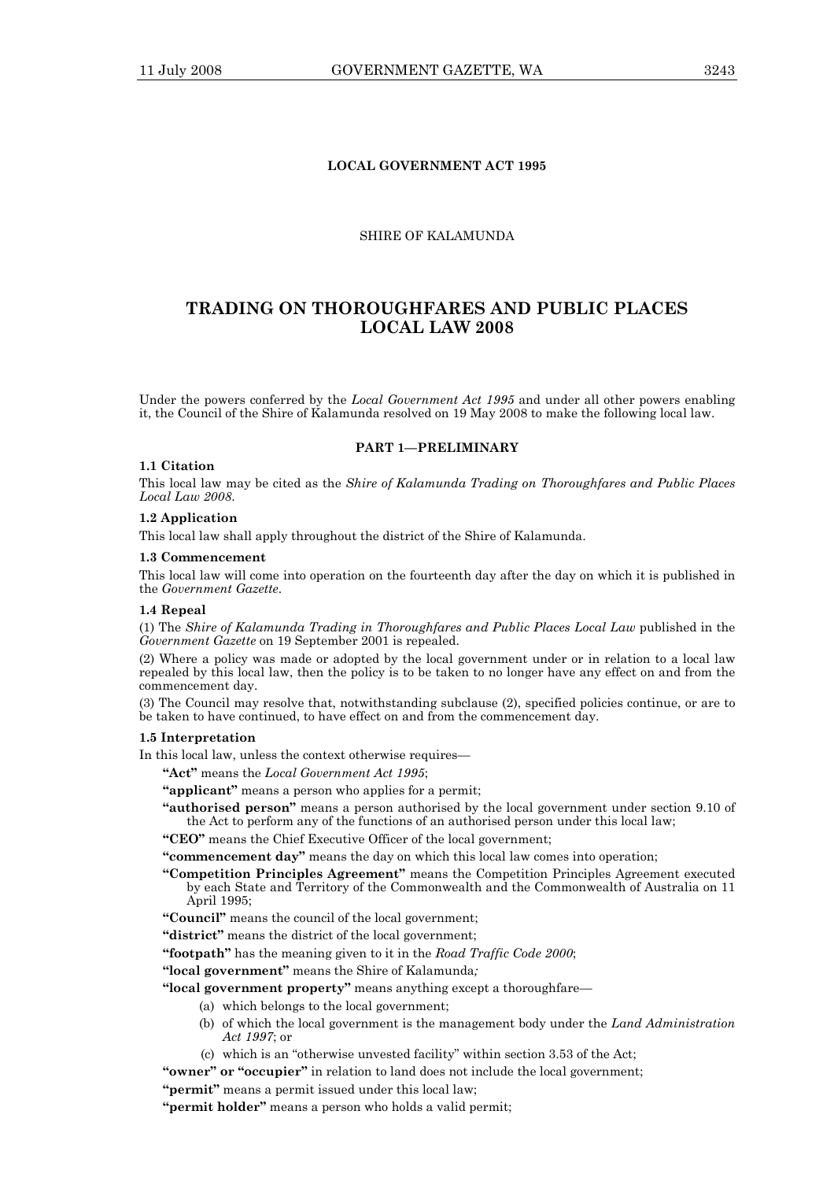**LOCAL GOVERNMENT ACT 1995**

SHIRE OF KALAMUNDA

# TRADING ON THOROUGHFARES AND PUBLIC PLACES LOCAL LAW 2008

Under the powers conferred by the *Local Government Act 1995* and under all other powers enabling it, the Council of the Shire of Kalamunda resolved on 19 May 2008 to make the following local law.

## PART 1—PRELIMINARY

**1.1 Citation**

This local law may be cited as the *Shire of Kalamunda Trading on Thoroughfares and Public Places Local Law 2008*.

**1.2 Application**

This local law shall apply throughout the district of the Shire of Kalamunda.

**1.3 Commencement**

This local law will come into operation on the fourteenth day after the day on which it is published in the *Government Gazette*.

**1.4 Repeal**

(1) The *Shire of Kalamunda Trading in Thoroughfares and Public Places Local Law* published in the *Government Gazette* on 19 September 2001 is repealed.

(2) Where a policy was made or adopted by the local government under or in relation to a local law repealed by this local law, then the policy is to be taken to no longer have any effect on and from the commencement day.

(3) The Council may resolve that, notwithstanding subclause (2), specified policies continue, or are to be taken to have continued, to have effect on and from the commencement day.

**1.5 Interpretation**

In this local law, unless the context otherwise requires—

**"Act"** means the *Local Government Act 1995*;

**"applicant"** means a person who applies for a permit;

**"authorised person"** means a person authorised by the local government under section 9.10 of the Act to perform any of the functions of an authorised person under this local law;

**"CEO"** means the Chief Executive Officer of the local government;

**"commencement day"** means the day on which this local law comes into operation;

**"Competition Principles Agreement"** means the Competition Principles Agreement executed by each State and Territory of the Commonwealth and the Commonwealth of Australia on 11 April 1995;

**"Council"** means the council of the local government;

**"district"** means the district of the local government;

**"footpath"** has the meaning given to it in the *Road Traffic Code 2000*;

**"local government"** means the Shire of Kalamunda*;*

**"local government property"** means anything except a thoroughfare—

(a) which belongs to the local government;

(b) of which the local government is the management body under the *Land Administration Act 1997*; or

(c) which is an "otherwise unvested facility" within section 3.53 of the Act;

**"owner" or "occupier"** in relation to land does not include the local government;

**"permit"** means a permit issued under this local law;

**"permit holder"** means a person who holds a valid permit;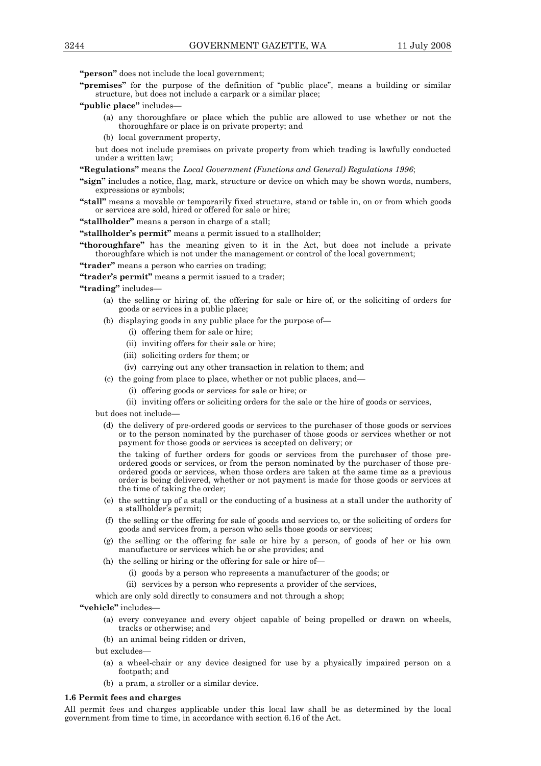**"person"** does not include the local government;

**"premises"** for the purpose of the definition of "public place", means a building or similar structure, but does not include a carpark or a similar place;

**"public place"** includes—

- (a) any thoroughfare or place which the public are allowed to use whether or not the thoroughfare or place is on private property; and
- (b) local government property,

but does not include premises on private property from which trading is lawfully conducted under a written law;

**"Regulations"** means the *Local Government (Functions and General) Regulations 1996*;

**"sign"** includes a notice, flag, mark, structure or device on which may be shown words, numbers, expressions or symbols;

**"stall"** means a movable or temporarily fixed structure, stand or table in, on or from which goods or services are sold, hired or offered for sale or hire;

**"stallholder"** means a person in charge of a stall;

**"stallholder's permit"** means a permit issued to a stallholder;

**"thoroughfare"** has the meaning given to it in the Act, but does not include a private thoroughfare which is not under the management or control of the local government;

**"trader"** means a person who carries on trading;

**"trader's permit"** means a permit issued to a trader;

**"trading"** includes—

- (a) the selling or hiring of, the offering for sale or hire of, or the soliciting of orders for goods or services in a public place;
- (b) displaying goods in any public place for the purpose of—
  - (i) offering them for sale or hire;
  - (ii) inviting offers for their sale or hire;
  - (iii) soliciting orders for them; or
  - (iv) carrying out any other transaction in relation to them; and
- (c) the going from place to place, whether or not public places, and—
  - (i) offering goods or services for sale or hire; or
  - (ii) inviting offers or soliciting orders for the sale or the hire of goods or services,

but does not include—

- (d) the delivery of pre-ordered goods or services to the purchaser of those goods or services or to the person nominated by the purchaser of those goods or services whether or not payment for those goods or services is accepted on delivery; or

  the taking of further orders for goods or services from the purchaser of those pre-ordered goods or services, or from the person nominated by the purchaser of those pre-ordered goods or services, when those orders are taken at the same time as a previous order is being delivered, whether or not payment is made for those goods or services at the time of taking the order;
- (e) the setting up of a stall or the conducting of a business at a stall under the authority of a stallholder's permit;
- (f) the selling or the offering for sale of goods and services to, or the soliciting of orders for goods and services from, a person who sells those goods or services;
- (g) the selling or the offering for sale or hire by a person, of goods of her or his own manufacture or services which he or she provides; and
- (h) the selling or hiring or the offering for sale or hire of—
  - (i) goods by a person who represents a manufacturer of the goods; or
  - (ii) services by a person who represents a provider of the services,

which are only sold directly to consumers and not through a shop;

**"vehicle"** includes—

- (a) every conveyance and every object capable of being propelled or drawn on wheels, tracks or otherwise; and
- (b) an animal being ridden or driven,

but excludes—

- (a) a wheel-chair or any device designed for use by a physically impaired person on a footpath; and
- (b) a pram, a stroller or a similar device.

**1.6 Permit fees and charges**

All permit fees and charges applicable under this local law shall be as determined by the local government from time to time, in accordance with section 6.16 of the Act.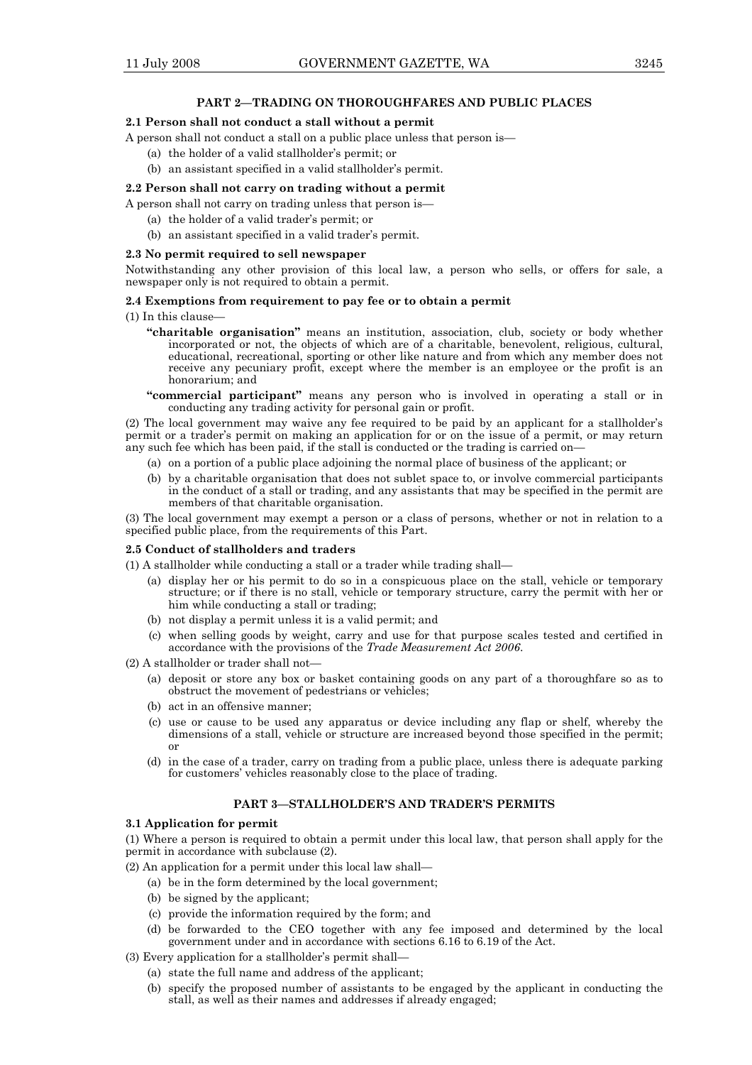## PART 2—TRADING ON THOROUGHFARES AND PUBLIC PLACES

### 2.1 Person shall not conduct a stall without a permit

A person shall not conduct a stall on a public place unless that person is—

(a) the holder of a valid stallholder's permit; or

(b) an assistant specified in a valid stallholder's permit.

### 2.2 Person shall not carry on trading without a permit

A person shall not carry on trading unless that person is—

(a) the holder of a valid trader's permit; or

(b) an assistant specified in a valid trader's permit.

### 2.3 No permit required to sell newspaper

Notwithstanding any other provision of this local law, a person who sells, or offers for sale, a newspaper only is not required to obtain a permit.

### 2.4 Exemptions from requirement to pay fee or to obtain a permit

(1) In this clause—

**"charitable organisation"** means an institution, association, club, society or body whether incorporated or not, the objects of which are of a charitable, benevolent, religious, cultural, educational, recreational, sporting or other like nature and from which any member does not receive any pecuniary profit, except where the member is an employee or the profit is an honorarium; and

**"commercial participant"** means any person who is involved in operating a stall or in conducting any trading activity for personal gain or profit.

(2) The local government may waive any fee required to be paid by an applicant for a stallholder's permit or a trader's permit on making an application for or on the issue of a permit, or may return any such fee which has been paid, if the stall is conducted or the trading is carried on—

(a) on a portion of a public place adjoining the normal place of business of the applicant; or

(b) by a charitable organisation that does not sublet space to, or involve commercial participants in the conduct of a stall or trading, and any assistants that may be specified in the permit are members of that charitable organisation.

(3) The local government may exempt a person or a class of persons, whether or not in relation to a specified public place, from the requirements of this Part.

### 2.5 Conduct of stallholders and traders

(1) A stallholder while conducting a stall or a trader while trading shall—

(a) display her or his permit to do so in a conspicuous place on the stall, vehicle or temporary structure; or if there is no stall, vehicle or temporary structure, carry the permit with her or him while conducting a stall or trading;

(b) not display a permit unless it is a valid permit; and

(c) when selling goods by weight, carry and use for that purpose scales tested and certified in accordance with the provisions of the *Trade Measurement Act 2006*.

(2) A stallholder or trader shall not—

(a) deposit or store any box or basket containing goods on any part of a thoroughfare so as to obstruct the movement of pedestrians or vehicles;

(b) act in an offensive manner;

(c) use or cause to be used any apparatus or device including any flap or shelf, whereby the dimensions of a stall, vehicle or structure are increased beyond those specified in the permit; or

(d) in the case of a trader, carry on trading from a public place, unless there is adequate parking for customers' vehicles reasonably close to the place of trading.

## PART 3—STALLHOLDER'S AND TRADER'S PERMITS

### 3.1 Application for permit

(1) Where a person is required to obtain a permit under this local law, that person shall apply for the permit in accordance with subclause (2).

(2) An application for a permit under this local law shall—

(a) be in the form determined by the local government;

(b) be signed by the applicant;

(c) provide the information required by the form; and

(d) be forwarded to the CEO together with any fee imposed and determined by the local government under and in accordance with sections 6.16 to 6.19 of the Act.

(3) Every application for a stallholder's permit shall—

(a) state the full name and address of the applicant;

(b) specify the proposed number of assistants to be engaged by the applicant in conducting the stall, as well as their names and addresses if already engaged;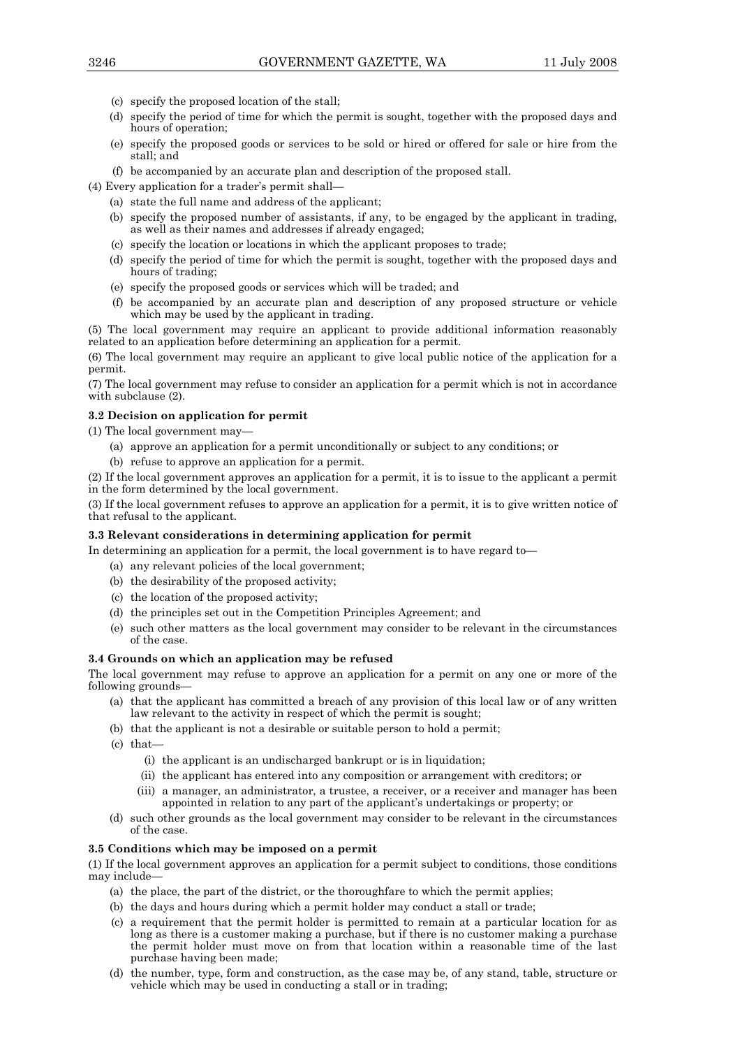(c) specify the proposed location of the stall;

(d) specify the period of time for which the permit is sought, together with the proposed days and hours of operation;

(e) specify the proposed goods or services to be sold or hired or offered for sale or hire from the stall; and

(f) be accompanied by an accurate plan and description of the proposed stall.

(4) Every application for a trader's permit shall—

(a) state the full name and address of the applicant;

(b) specify the proposed number of assistants, if any, to be engaged by the applicant in trading, as well as their names and addresses if already engaged;

(c) specify the location or locations in which the applicant proposes to trade;

(d) specify the period of time for which the permit is sought, together with the proposed days and hours of trading;

(e) specify the proposed goods or services which will be traded; and

(f) be accompanied by an accurate plan and description of any proposed structure or vehicle which may be used by the applicant in trading.

(5) The local government may require an applicant to provide additional information reasonably related to an application before determining an application for a permit.

(6) The local government may require an applicant to give local public notice of the application for a permit.

(7) The local government may refuse to consider an application for a permit which is not in accordance with subclause (2).

**3.2 Decision on application for permit**

(1) The local government may—

(a) approve an application for a permit unconditionally or subject to any conditions; or

(b) refuse to approve an application for a permit.

(2) If the local government approves an application for a permit, it is to issue to the applicant a permit in the form determined by the local government.

(3) If the local government refuses to approve an application for a permit, it is to give written notice of that refusal to the applicant.

**3.3 Relevant considerations in determining application for permit**

In determining an application for a permit, the local government is to have regard to—

(a) any relevant policies of the local government;

(b) the desirability of the proposed activity;

(c) the location of the proposed activity;

(d) the principles set out in the Competition Principles Agreement; and

(e) such other matters as the local government may consider to be relevant in the circumstances of the case.

**3.4 Grounds on which an application may be refused**

The local government may refuse to approve an application for a permit on any one or more of the following grounds—

(a) that the applicant has committed a breach of any provision of this local law or of any written law relevant to the activity in respect of which the permit is sought;

(b) that the applicant is not a desirable or suitable person to hold a permit;

(c) that—

(i) the applicant is an undischarged bankrupt or is in liquidation;

(ii) the applicant has entered into any composition or arrangement with creditors; or

(iii) a manager, an administrator, a trustee, a receiver, or a receiver and manager has been appointed in relation to any part of the applicant's undertakings or property; or

(d) such other grounds as the local government may consider to be relevant in the circumstances of the case.

**3.5 Conditions which may be imposed on a permit**

(1) If the local government approves an application for a permit subject to conditions, those conditions may include—

(a) the place, the part of the district, or the thoroughfare to which the permit applies;

(b) the days and hours during which a permit holder may conduct a stall or trade;

(c) a requirement that the permit holder is permitted to remain at a particular location for as long as there is a customer making a purchase, but if there is no customer making a purchase the permit holder must move on from that location within a reasonable time of the last purchase having been made;

(d) the number, type, form and construction, as the case may be, of any stand, table, structure or vehicle which may be used in conducting a stall or in trading;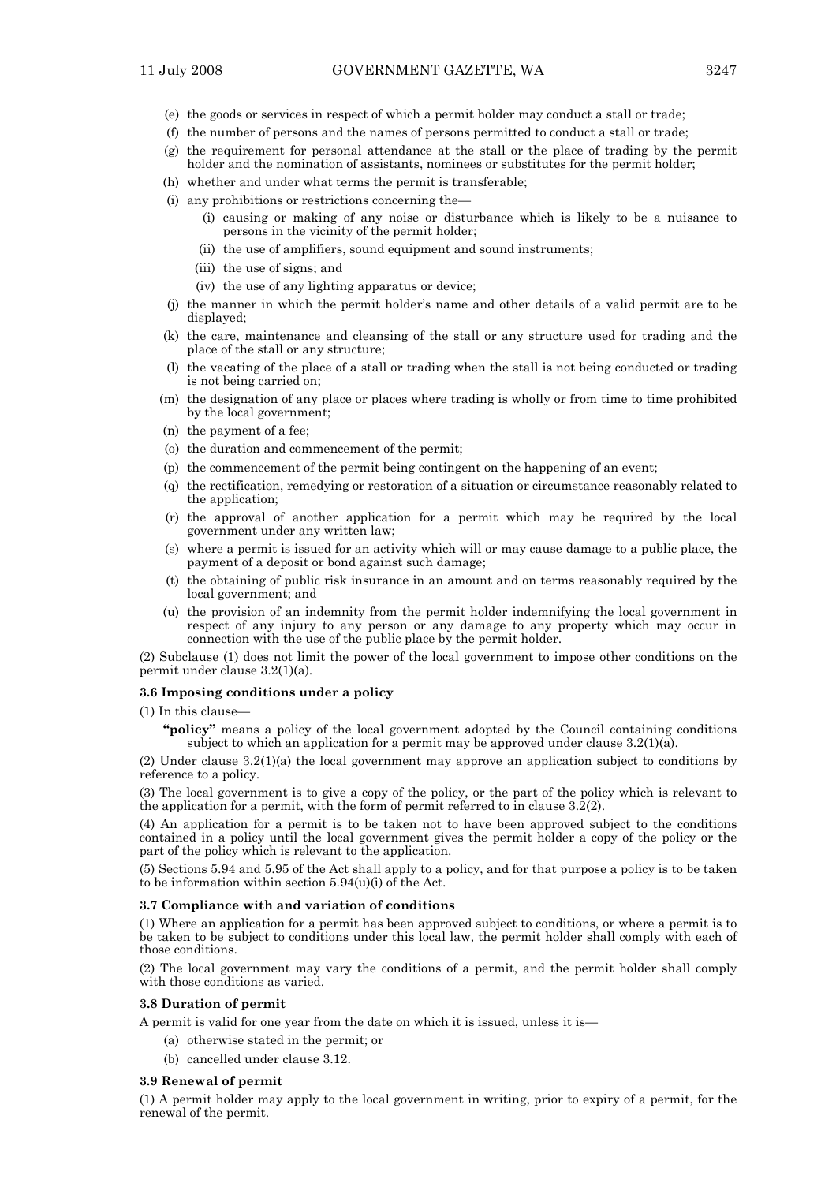(e) the goods or services in respect of which a permit holder may conduct a stall or trade;

(f) the number of persons and the names of persons permitted to conduct a stall or trade;

(g) the requirement for personal attendance at the stall or the place of trading by the permit holder and the nomination of assistants, nominees or substitutes for the permit holder;

(h) whether and under what terms the permit is transferable;

(i) any prohibitions or restrictions concerning the—

   (i) causing or making of any noise or disturbance which is likely to be a nuisance to persons in the vicinity of the permit holder;

   (ii) the use of amplifiers, sound equipment and sound instruments;

   (iii) the use of signs; and

   (iv) the use of any lighting apparatus or device;

(j) the manner in which the permit holder's name and other details of a valid permit are to be displayed;

(k) the care, maintenance and cleansing of the stall or any structure used for trading and the place of the stall or any structure;

(l) the vacating of the place of a stall or trading when the stall is not being conducted or trading is not being carried on;

(m) the designation of any place or places where trading is wholly or from time to time prohibited by the local government;

(n) the payment of a fee;

(o) the duration and commencement of the permit;

(p) the commencement of the permit being contingent on the happening of an event;

(q) the rectification, remedying or restoration of a situation or circumstance reasonably related to the application;

(r) the approval of another application for a permit which may be required by the local government under any written law;

(s) where a permit is issued for an activity which will or may cause damage to a public place, the payment of a deposit or bond against such damage;

(t) the obtaining of public risk insurance in an amount and on terms reasonably required by the local government; and

(u) the provision of an indemnity from the permit holder indemnifying the local government in respect of any injury to any person or any damage to any property which may occur in connection with the use of the public place by the permit holder.

(2) Subclause (1) does not limit the power of the local government to impose other conditions on the permit under clause 3.2(1)(a).

**3.6 Imposing conditions under a policy**

(1) In this clause—

**"policy"** means a policy of the local government adopted by the Council containing conditions subject to which an application for a permit may be approved under clause 3.2(1)(a).

(2) Under clause 3.2(1)(a) the local government may approve an application subject to conditions by reference to a policy.

(3) The local government is to give a copy of the policy, or the part of the policy which is relevant to the application for a permit, with the form of permit referred to in clause 3.2(2).

(4) An application for a permit is to be taken not to have been approved subject to the conditions contained in a policy until the local government gives the permit holder a copy of the policy or the part of the policy which is relevant to the application.

(5) Sections 5.94 and 5.95 of the Act shall apply to a policy, and for that purpose a policy is to be taken to be information within section 5.94(u)(i) of the Act.

**3.7 Compliance with and variation of conditions**

(1) Where an application for a permit has been approved subject to conditions, or where a permit is to be taken to be subject to conditions under this local law, the permit holder shall comply with each of those conditions.

(2) The local government may vary the conditions of a permit, and the permit holder shall comply with those conditions as varied.

**3.8 Duration of permit**

A permit is valid for one year from the date on which it is issued, unless it is—

(a) otherwise stated in the permit; or

(b) cancelled under clause 3.12.

**3.9 Renewal of permit**

(1) A permit holder may apply to the local government in writing, prior to expiry of a permit, for the renewal of the permit.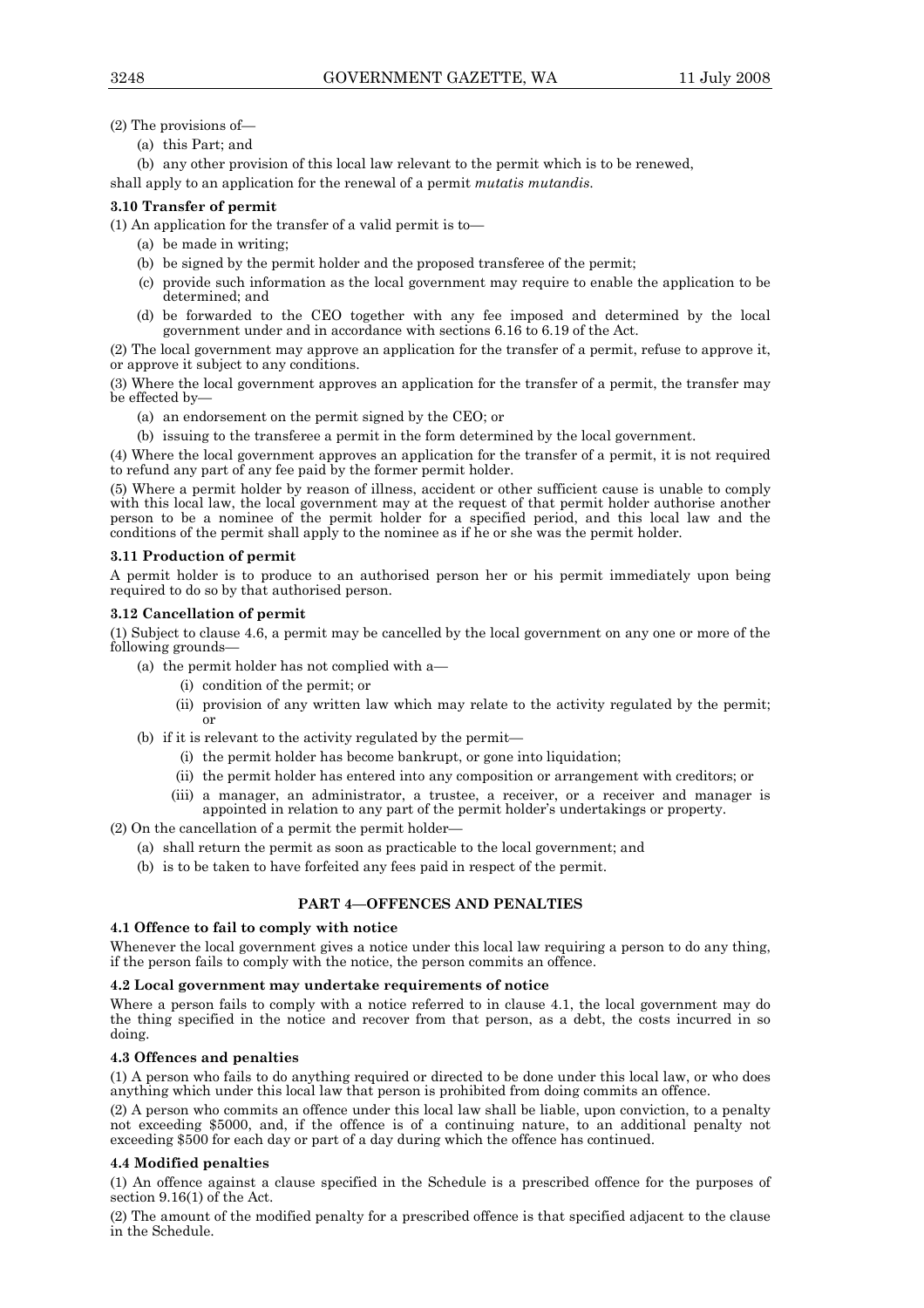(2) The provisions of—

(a) this Part; and

(b) any other provision of this local law relevant to the permit which is to be renewed,

shall apply to an application for the renewal of a permit *mutatis mutandis*.

**3.10 Transfer of permit**

(1) An application for the transfer of a valid permit is to—

(a) be made in writing;

(b) be signed by the permit holder and the proposed transferee of the permit;

(c) provide such information as the local government may require to enable the application to be determined; and

(d) be forwarded to the CEO together with any fee imposed and determined by the local government under and in accordance with sections 6.16 to 6.19 of the Act.

(2) The local government may approve an application for the transfer of a permit, refuse to approve it, or approve it subject to any conditions.

(3) Where the local government approves an application for the transfer of a permit, the transfer may be effected by—

(a) an endorsement on the permit signed by the CEO; or

(b) issuing to the transferee a permit in the form determined by the local government.

(4) Where the local government approves an application for the transfer of a permit, it is not required to refund any part of any fee paid by the former permit holder.

(5) Where a permit holder by reason of illness, accident or other sufficient cause is unable to comply with this local law, the local government may at the request of that permit holder authorise another person to be a nominee of the permit holder for a specified period, and this local law and the conditions of the permit shall apply to the nominee as if he or she was the permit holder.

**3.11 Production of permit**

A permit holder is to produce to an authorised person her or his permit immediately upon being required to do so by that authorised person.

**3.12 Cancellation of permit**

(1) Subject to clause 4.6, a permit may be cancelled by the local government on any one or more of the following grounds—

(a) the permit holder has not complied with a—

(i) condition of the permit; or

(ii) provision of any written law which may relate to the activity regulated by the permit; or

(b) if it is relevant to the activity regulated by the permit—

(i) the permit holder has become bankrupt, or gone into liquidation;

(ii) the permit holder has entered into any composition or arrangement with creditors; or

(iii) a manager, an administrator, a trustee, a receiver, or a receiver and manager is appointed in relation to any part of the permit holder's undertakings or property.

(2) On the cancellation of a permit the permit holder—

(a) shall return the permit as soon as practicable to the local government; and

(b) is to be taken to have forfeited any fees paid in respect of the permit.

## PART 4—OFFENCES AND PENALTIES

**4.1 Offence to fail to comply with notice**

Whenever the local government gives a notice under this local law requiring a person to do any thing, if the person fails to comply with the notice, the person commits an offence.

**4.2 Local government may undertake requirements of notice**

Where a person fails to comply with a notice referred to in clause 4.1, the local government may do the thing specified in the notice and recover from that person, as a debt, the costs incurred in so doing.

**4.3 Offences and penalties**

(1) A person who fails to do anything required or directed to be done under this local law, or who does anything which under this local law that person is prohibited from doing commits an offence.

(2) A person who commits an offence under this local law shall be liable, upon conviction, to a penalty not exceeding $5000, and, if the offence is of a continuing nature, to an additional penalty not exceeding $500 for each day or part of a day during which the offence has continued.

**4.4 Modified penalties**

(1) An offence against a clause specified in the Schedule is a prescribed offence for the purposes of section 9.16(1) of the Act.

(2) The amount of the modified penalty for a prescribed offence is that specified adjacent to the clause in the Schedule.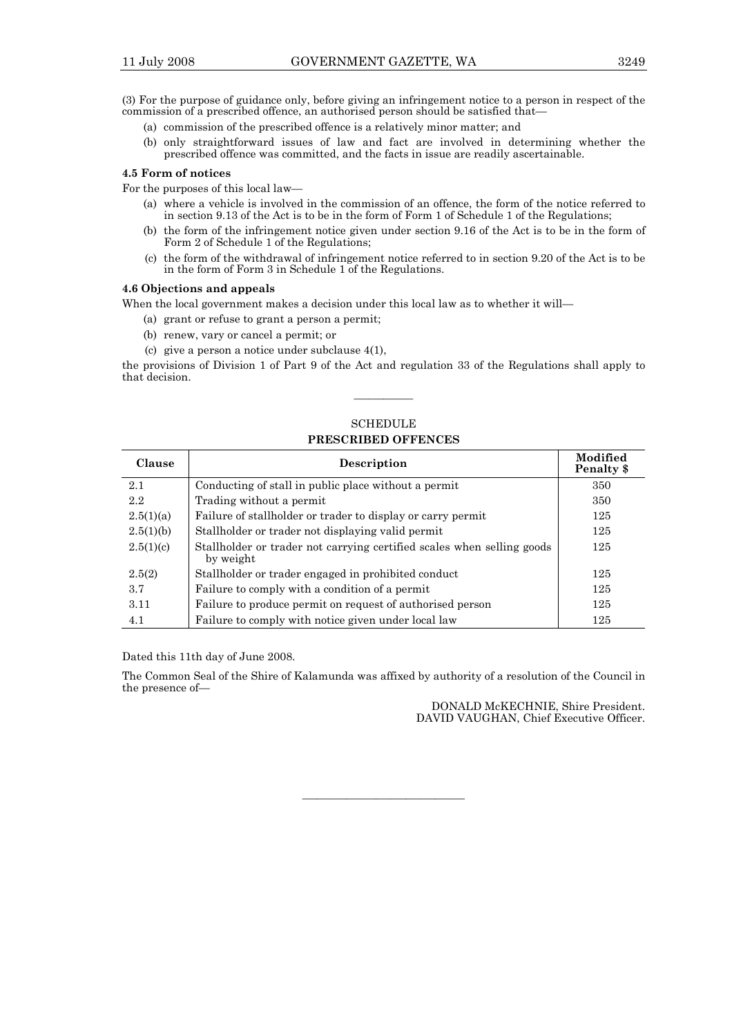(3) For the purpose of guidance only, before giving an infringement notice to a person in respect of the commission of a prescribed offence, an authorised person should be satisfied that—

(a) commission of the prescribed offence is a relatively minor matter; and

(b) only straightforward issues of law and fact are involved in determining whether the prescribed offence was committed, and the facts in issue are readily ascertainable.

### 4.5 Form of notices

For the purposes of this local law—

(a) where a vehicle is involved in the commission of an offence, the form of the notice referred to in section 9.13 of the Act is to be in the form of Form 1 of Schedule 1 of the Regulations;

(b) the form of the infringement notice given under section 9.16 of the Act is to be in the form of Form 2 of Schedule 1 of the Regulations;

(c) the form of the withdrawal of infringement notice referred to in section 9.20 of the Act is to be in the form of Form 3 in Schedule 1 of the Regulations.

### 4.6 Objections and appeals

When the local government makes a decision under this local law as to whether it will—

(a) grant or refuse to grant a person a permit;

(b) renew, vary or cancel a permit; or

(c) give a person a notice under subclause 4(1),

the provisions of Division 1 of Part 9 of the Act and regulation 33 of the Regulations shall apply to that decision.

---

SCHEDULE

## PRESCRIBED OFFENCES

| Clause | Description | Modified Penalty $ |
|---|---|---|
| 2.1 | Conducting of stall in public place without a permit | 350 |
| 2.2 | Trading without a permit | 350 |
| 2.5(1)(a) | Failure of stallholder or trader to display or carry permit | 125 |
| 2.5(1)(b) | Stallholder or trader not displaying valid permit | 125 |
| 2.5(1)(c) | Stallholder or trader not carrying certified scales when selling goods by weight | 125 |
| 2.5(2) | Stallholder or trader engaged in prohibited conduct | 125 |
| 3.7 | Failure to comply with a condition of a permit | 125 |
| 3.11 | Failure to produce permit on request of authorised person | 125 |
| 4.1 | Failure to comply with notice given under local law | 125 |

Dated this 11th day of June 2008.

The Common Seal of the Shire of Kalamunda was affixed by authority of a resolution of the Council in the presence of—

DONALD McKECHNIE, Shire President.
DAVID VAUGHAN, Chief Executive Officer.

---